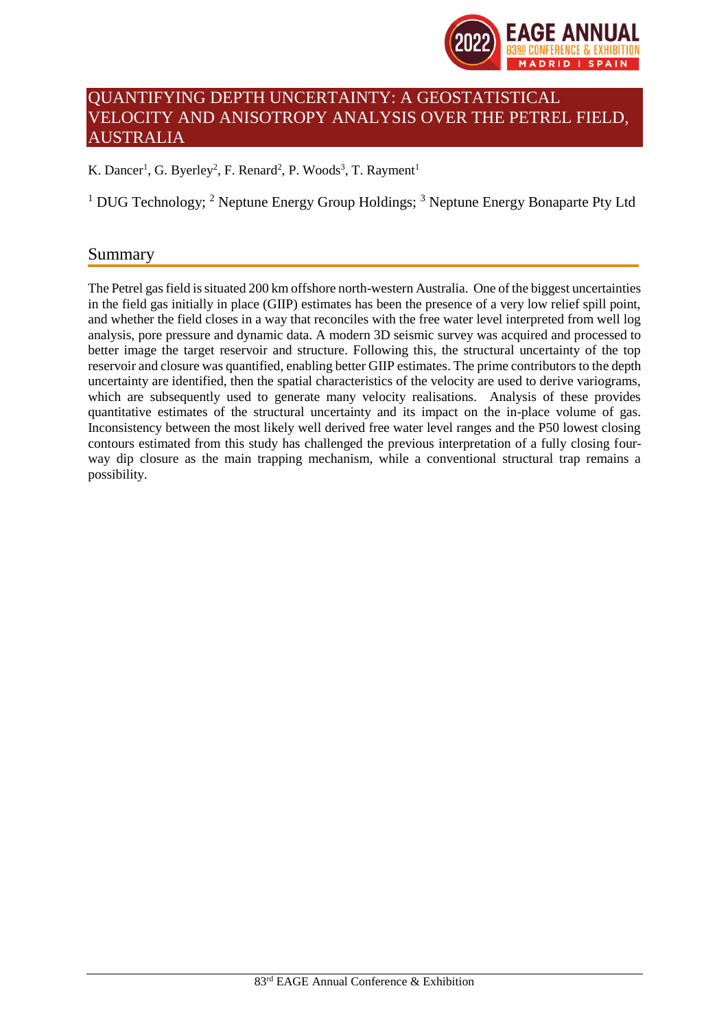# QUANTIFYING DEPTH UNCERTAINTY: A GEOSTATISTICAL VELOCITY AND ANISOTROPY ANALYSIS OVER THE PETREL FIELD, AUSTRALIA

K. Dancer[1], G. Byerley[2], F. Renard[2], P. Woods[3], T. Rayment[1]

[1] DUG Technology; [2] Neptune Energy Group Holdings; [3] Neptune Energy Bonaparte Pty Ltd

## Summary

The Petrel gas field is situated 200 km offshore north-western Australia. One of the biggest uncertainties in the field gas initially in place (GIIP) estimates has been the presence of a very low relief spill point, and whether the field closes in a way that reconciles with the free water level interpreted from well log analysis, pore pressure and dynamic data. A modern 3D seismic survey was acquired and processed to better image the target reservoir and structure. Following this, the structural uncertainty of the top reservoir and closure was quantified, enabling better GIIP estimates. The prime contributors to the depth uncertainty are identified, then the spatial characteristics of the velocity are used to derive variograms, which are subsequently used to generate many velocity realisations. Analysis of these provides quantitative estimates of the structural uncertainty and its impact on the in-place volume of gas. Inconsistency between the most likely well derived free water level ranges and the P50 lowest closing contours estimated from this study has challenged the previous interpretation of a fully closing four-way dip closure as the main trapping mechanism, while a conventional structural trap remains a possibility.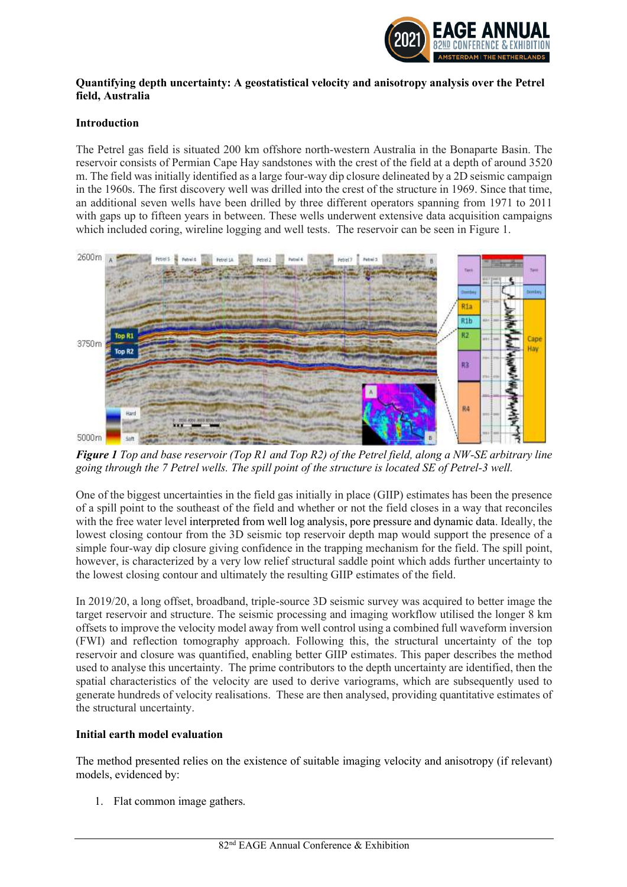**Quantifying depth uncertainty: A geostatistical velocity and anisotropy analysis over the Petrel field, Australia**

**Introduction**

The Petrel gas field is situated 200 km offshore north-western Australia in the Bonaparte Basin. The reservoir consists of Permian Cape Hay sandstones with the crest of the field at a depth of around 3520 m. The field was initially identified as a large four-way dip closure delineated by a 2D seismic campaign in the 1960s. The first discovery well was drilled into the crest of the structure in 1969. Since that time, an additional seven wells have been drilled by three different operators spanning from 1971 to 2011 with gaps up to fifteen years in between. These wells underwent extensive data acquisition campaigns which included coring, wireline logging and well tests. The reservoir can be seen in Figure 1.

*__Figure 1__ Top and base reservoir (Top R1 and Top R2) of the Petrel field, along a NW-SE arbitrary line going through the 7 Petrel wells. The spill point of the structure is located SE of Petrel-3 well.*

One of the biggest uncertainties in the field gas initially in place (GIIP) estimates has been the presence of a spill point to the southeast of the field and whether or not the field closes in a way that reconciles with the free water level interpreted from well log analysis, pore pressure and dynamic data. Ideally, the lowest closing contour from the 3D seismic top reservoir depth map would support the presence of a simple four-way dip closure giving confidence in the trapping mechanism for the field. The spill point, however, is characterized by a very low relief structural saddle point which adds further uncertainty to the lowest closing contour and ultimately the resulting GIIP estimates of the field.

In 2019/20, a long offset, broadband, triple-source 3D seismic survey was acquired to better image the target reservoir and structure. The seismic processing and imaging workflow utilised the longer 8 km offsets to improve the velocity model away from well control using a combined full waveform inversion (FWI) and reflection tomography approach. Following this, the structural uncertainty of the top reservoir and closure was quantified, enabling better GIIP estimates. This paper describes the method used to analyse this uncertainty. The prime contributors to the depth uncertainty are identified, then the spatial characteristics of the velocity are used to derive variograms, which are subsequently used to generate hundreds of velocity realisations. These are then analysed, providing quantitative estimates of the structural uncertainty.

**Initial earth model evaluation**

The method presented relies on the existence of suitable imaging velocity and anisotropy (if relevant) models, evidenced by:

1. Flat common image gathers.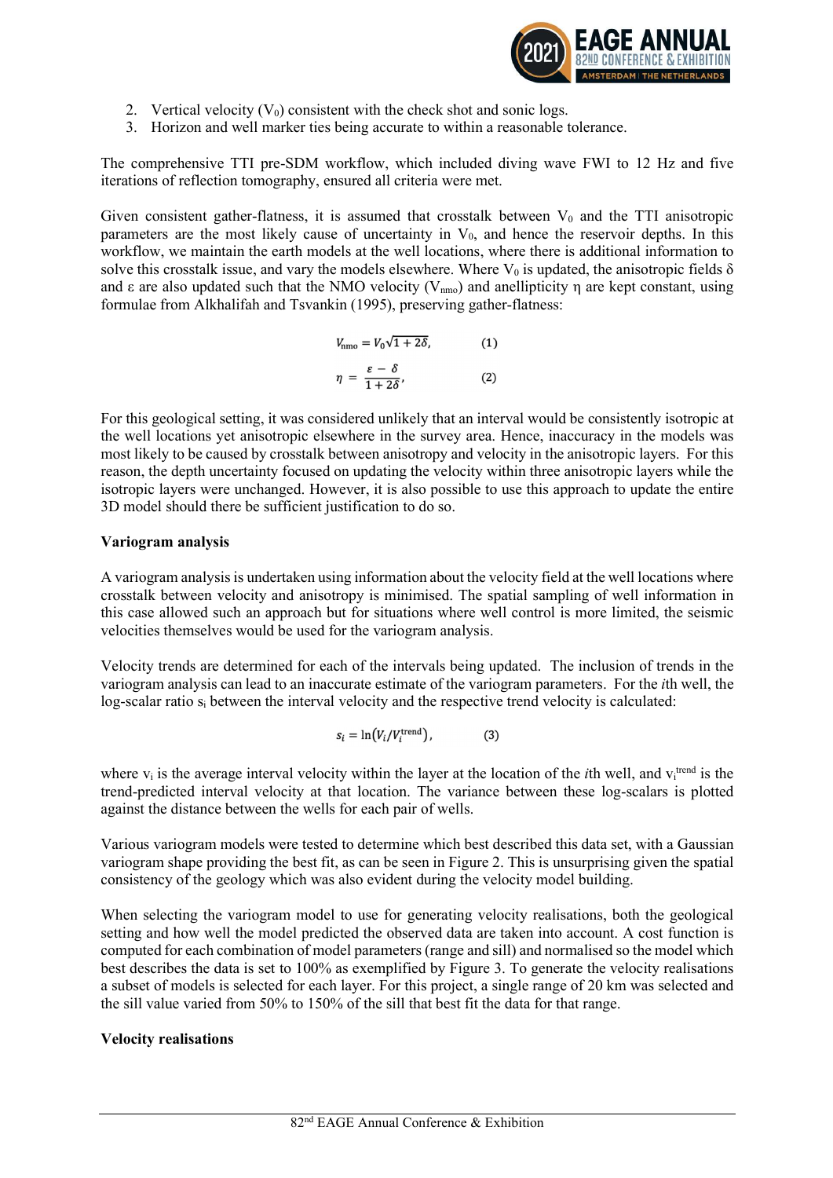2. Vertical velocity ($V_0$) consistent with the check shot and sonic logs.
3. Horizon and well marker ties being accurate to within a reasonable tolerance.

The comprehensive TTI pre-SDM workflow, which included diving wave FWI to 12 Hz and five iterations of reflection tomography, ensured all criteria were met.

Given consistent gather-flatness, it is assumed that crosstalk between $V_0$ and the TTI anisotropic parameters are the most likely cause of uncertainty in $V_0$, and hence the reservoir depths. In this workflow, we maintain the earth models at the well locations, where there is additional information to solve this crosstalk issue, and vary the models elsewhere. Where $V_0$ is updated, the anisotropic fields $\delta$ and $\varepsilon$ are also updated such that the NMO velocity ($V_{nmo}$) and anellipticity $\eta$ are kept constant, using formulae from Alkhalifah and Tsvankin (1995), preserving gather-flatness:

$$V_{\text{nmo}} = V_0\sqrt{1 + 2\delta}, \qquad (1)$$

$$\eta = \frac{\varepsilon - \delta}{1 + 2\delta}, \qquad (2)$$

For this geological setting, it was considered unlikely that an interval would be consistently isotropic at the well locations yet anisotropic elsewhere in the survey area. Hence, inaccuracy in the models was most likely to be caused by crosstalk between anisotropy and velocity in the anisotropic layers. For this reason, the depth uncertainty focused on updating the velocity within three anisotropic layers while the isotropic layers were unchanged. However, it is also possible to use this approach to update the entire 3D model should there be sufficient justification to do so.

**Variogram analysis**

A variogram analysis is undertaken using information about the velocity field at the well locations where crosstalk between velocity and anisotropy is minimised. The spatial sampling of well information in this case allowed such an approach but for situations where well control is more limited, the seismic velocities themselves would be used for the variogram analysis.

Velocity trends are determined for each of the intervals being updated. The inclusion of trends in the variogram analysis can lead to an inaccurate estimate of the variogram parameters. For the *i*th well, the log-scalar ratio $s_i$ between the interval velocity and the respective trend velocity is calculated:

$$s_i = \ln\left(V_i / V_i^{\text{trend}}\right), \qquad (3)$$

where $v_i$ is the average interval velocity within the layer at the location of the *i*th well, and $v_i^{\text{trend}}$ is the trend-predicted interval velocity at that location. The variance between these log-scalars is plotted against the distance between the wells for each pair of wells.

Various variogram models were tested to determine which best described this data set, with a Gaussian variogram shape providing the best fit, as can be seen in Figure 2. This is unsurprising given the spatial consistency of the geology which was also evident during the velocity model building.

When selecting the variogram model to use for generating velocity realisations, both the geological setting and how well the model predicted the observed data are taken into account. A cost function is computed for each combination of model parameters (range and sill) and normalised so the model which best describes the data is set to 100% as exemplified by Figure 3. To generate the velocity realisations a subset of models is selected for each layer. For this project, a single range of 20 km was selected and the sill value varied from 50% to 150% of the sill that best fit the data for that range.

**Velocity realisations**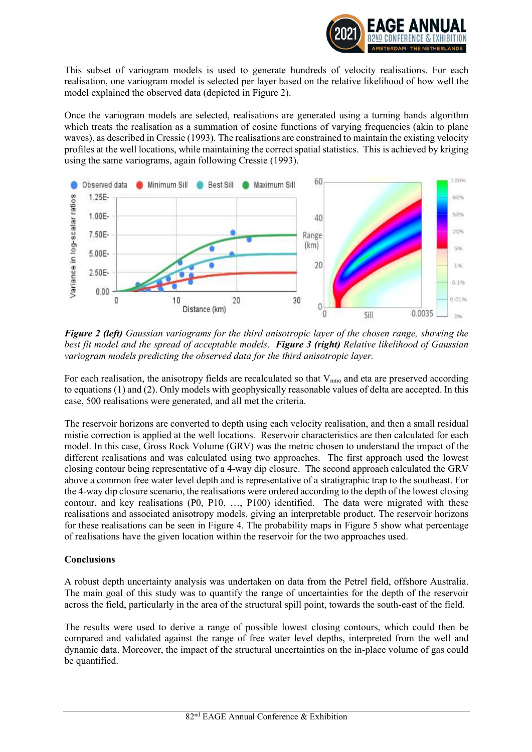This subset of variogram models is used to generate hundreds of velocity realisations. For each realisation, one variogram model is selected per layer based on the relative likelihood of how well the model explained the observed data (depicted in Figure 2).

Once the variogram models are selected, realisations are generated using a turning bands algorithm which treats the realisation as a summation of cosine functions of varying frequencies (akin to plane waves), as described in Cressie (1993). The realisations are constrained to maintain the existing velocity profiles at the well locations, while maintaining the correct spatial statistics. This is achieved by kriging using the same variograms, again following Cressie (1993).

***Figure 2 (left)*** *Gaussian variograms for the third anisotropic layer of the chosen range, showing the best fit model and the spread of acceptable models.* ***Figure 3 (right)*** *Relative likelihood of Gaussian variogram models predicting the observed data for the third anisotropic layer.*

For each realisation, the anisotropy fields are recalculated so that $V_{nmo}$ and eta are preserved according to equations (1) and (2). Only models with geophysically reasonable values of delta are accepted. In this case, 500 realisations were generated, and all met the criteria.

The reservoir horizons are converted to depth using each velocity realisation, and then a small residual mistie correction is applied at the well locations. Reservoir characteristics are then calculated for each model. In this case, Gross Rock Volume (GRV) was the metric chosen to understand the impact of the different realisations and was calculated using two approaches. The first approach used the lowest closing contour being representative of a 4-way dip closure. The second approach calculated the GRV above a common free water level depth and is representative of a stratigraphic trap to the southeast. For the 4-way dip closure scenario, the realisations were ordered according to the depth of the lowest closing contour, and key realisations (P0, P10, …, P100) identified. The data were migrated with these realisations and associated anisotropy models, giving an interpretable product. The reservoir horizons for these realisations can be seen in Figure 4. The probability maps in Figure 5 show what percentage of realisations have the given location within the reservoir for the two approaches used.

## Conclusions

A robust depth uncertainty analysis was undertaken on data from the Petrel field, offshore Australia. The main goal of this study was to quantify the range of uncertainties for the depth of the reservoir across the field, particularly in the area of the structural spill point, towards the south-east of the field.

The results were used to derive a range of possible lowest closing contours, which could then be compared and validated against the range of free water level depths, interpreted from the well and dynamic data. Moreover, the impact of the structural uncertainties on the in-place volume of gas could be quantified.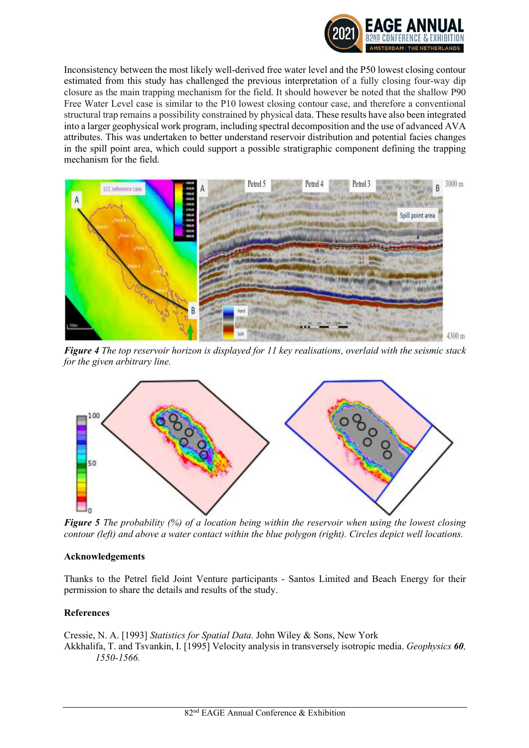Inconsistency between the most likely well-derived free water level and the P50 lowest closing contour estimated from this study has challenged the previous interpretation of a fully closing four-way dip closure as the main trapping mechanism for the field. It should however be noted that the shallow P90 Free Water Level case is similar to the P10 lowest closing contour case, and therefore a conventional structural trap remains a possibility constrained by physical data. These results have also been integrated into a larger geophysical work program, including spectral decomposition and the use of advanced AVA attributes. This was undertaken to better understand reservoir distribution and potential facies changes in the spill point area, which could support a possible stratigraphic component defining the trapping mechanism for the field.

***Figure 4*** *The top reservoir horizon is displayed for 11 key realisations, overlaid with the seismic stack for the given arbitrary line.*

***Figure 5*** *The probability (%) of a location being within the reservoir when using the lowest closing contour (left) and above a water contact within the blue polygon (right). Circles depict well locations.*

## Acknowledgements

Thanks to the Petrel field Joint Venture participants - Santos Limited and Beach Energy for their permission to share the details and results of the study.

## References

Cressie, N. A. [1993] *Statistics for Spatial Data.* John Wiley & Sons, New York

Akkhalifa, T. and Tsvankin, I. [1995] Velocity analysis in transversely isotropic media. *Geophysics* ***60****, 1550-1566.*